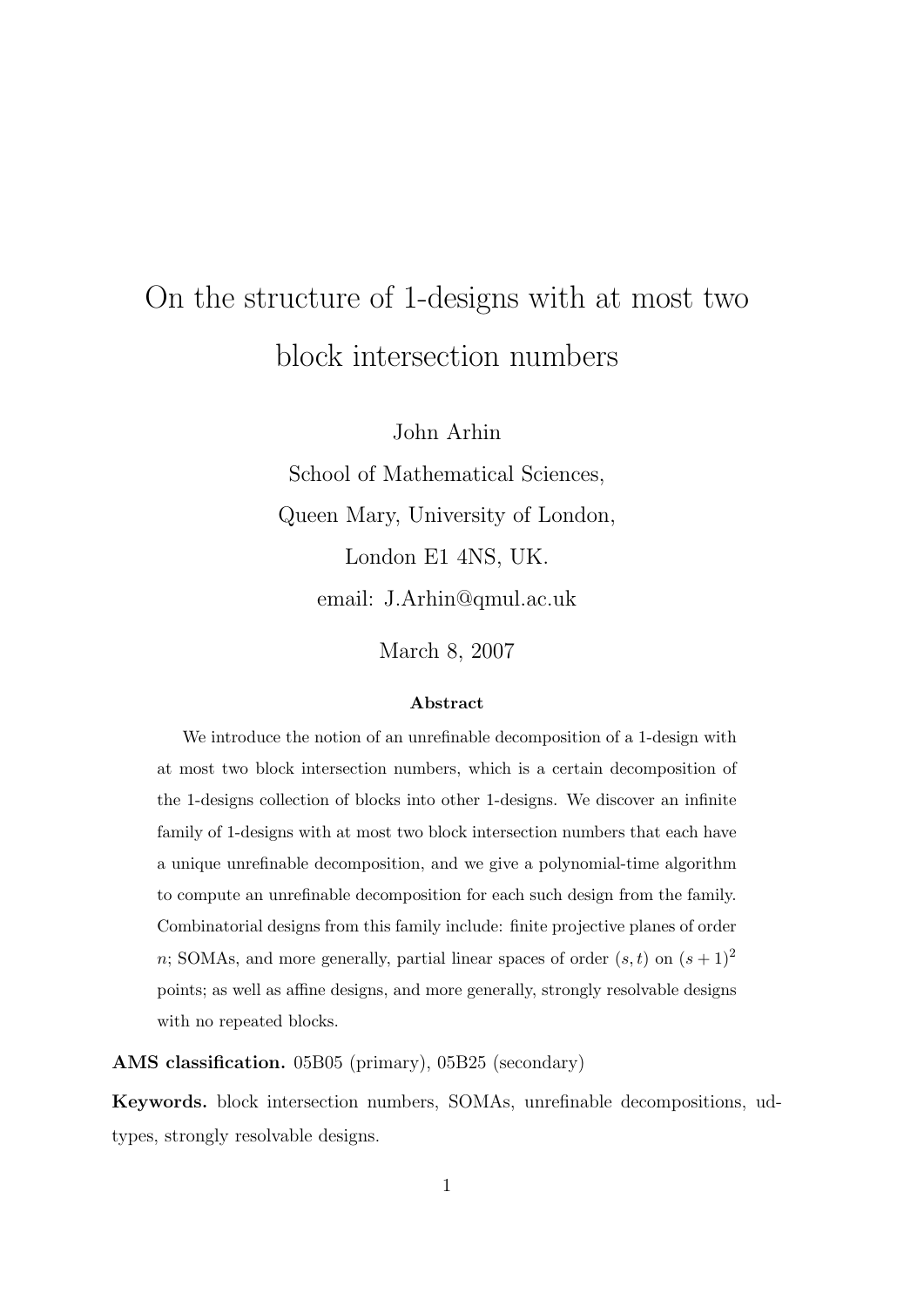# On the structure of 1-designs with at most two block intersection numbers

John Arhin

School of Mathematical Sciences,

Queen Mary, University of London,

London E1 4NS, UK.

email: J.Arhin@qmul.ac.uk

March 8, 2007

**Abstract**

We introduce the notion of an unrefinable decomposition of a 1-design with at most two block intersection numbers, which is a certain decomposition of the 1-designs collection of blocks into other 1-designs. We discover an infinite family of 1-designs with at most two block intersection numbers that each have a unique unrefinable decomposition, and we give a polynomial-time algorithm to compute an unrefinable decomposition for each such design from the family. Combinatorial designs from this family include: finite projective planes of order $n$; SOMAs, and more generally, partial linear spaces of order $(s, t)$ on $(s+1)^2$ points; as well as affine designs, and more generally, strongly resolvable designs with no repeated blocks.

**AMS classification.** 05B05 (primary), 05B25 (secondary)

**Keywords.** block intersection numbers, SOMAs, unrefinable decompositions, ud-types, strongly resolvable designs.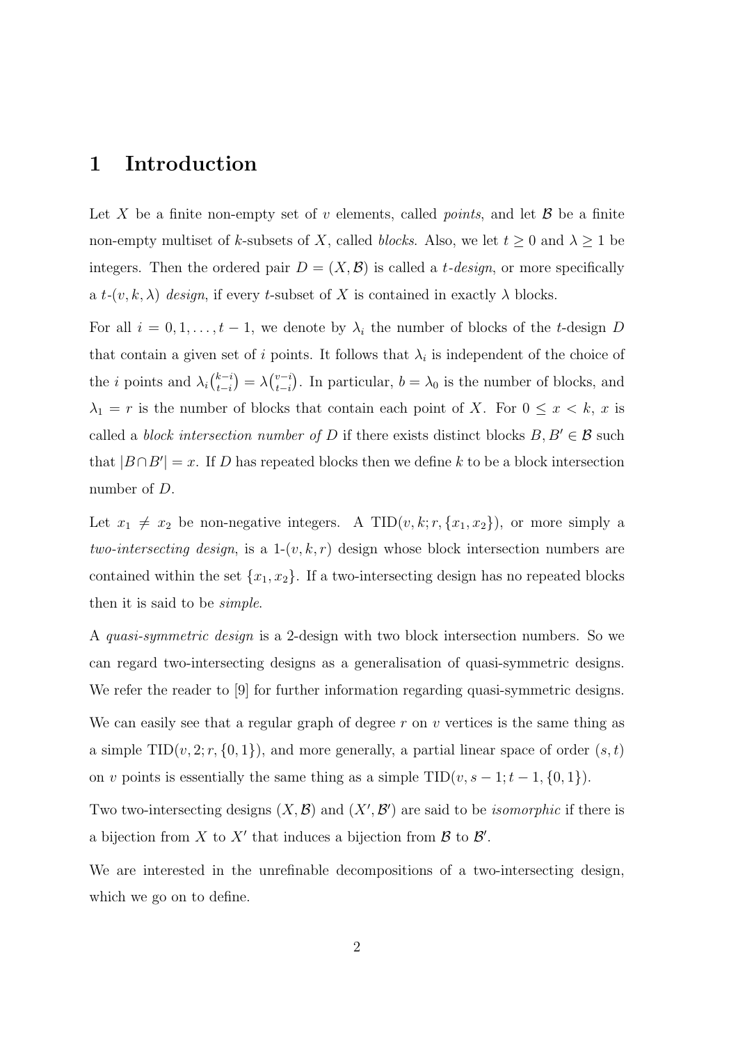# 1 Introduction

Let $X$ be a finite non-empty set of $v$ elements, called *points*, and let $\mathcal{B}$ be a finite non-empty multiset of $k$-subsets of $X$, called *blocks*. Also, we let $t \geq 0$ and $\lambda \geq 1$ be integers. Then the ordered pair $D = (X, \mathcal{B})$ is called a *t-design*, or more specifically a $t$-$(v, k, \lambda)$ *design*, if every $t$-subset of $X$ is contained in exactly $\lambda$ blocks.

For all $i = 0, 1, \ldots, t-1$, we denote by $\lambda_i$ the number of blocks of the $t$-design $D$ that contain a given set of $i$ points. It follows that $\lambda_i$ is independent of the choice of the $i$ points and $\lambda_i \binom{k-i}{t-i} = \lambda \binom{v-i}{t-i}$. In particular, $b = \lambda_0$ is the number of blocks, and $\lambda_1 = r$ is the number of blocks that contain each point of $X$. For $0 \leq x < k$, $x$ is called a *block intersection number of* $D$ if there exists distinct blocks $B, B' \in \mathcal{B}$ such that $|B \cap B'| = x$. If $D$ has repeated blocks then we define $k$ to be a block intersection number of $D$.

Let $x_1 \neq x_2$ be non-negative integers. A $\mathrm{TID}(v, k; r, \{x_1, x_2\})$, or more simply a *two-intersecting design*, is a 1-$(v, k, r)$ design whose block intersection numbers are contained within the set $\{x_1, x_2\}$. If a two-intersecting design has no repeated blocks then it is said to be *simple*.

A *quasi-symmetric design* is a 2-design with two block intersection numbers. So we can regard two-intersecting designs as a generalisation of quasi-symmetric designs. We refer the reader to [9] for further information regarding quasi-symmetric designs.

We can easily see that a regular graph of degree $r$ on $v$ vertices is the same thing as a simple $\mathrm{TID}(v, 2; r, \{0, 1\})$, and more generally, a partial linear space of order $(s, t)$ on $v$ points is essentially the same thing as a simple $\mathrm{TID}(v, s-1; t-1, \{0, 1\})$.

Two two-intersecting designs $(X, \mathcal{B})$ and $(X', \mathcal{B}')$ are said to be *isomorphic* if there is a bijection from $X$ to $X'$ that induces a bijection from $\mathcal{B}$ to $\mathcal{B}'$.

We are interested in the unrefinable decompositions of a two-intersecting design, which we go on to define.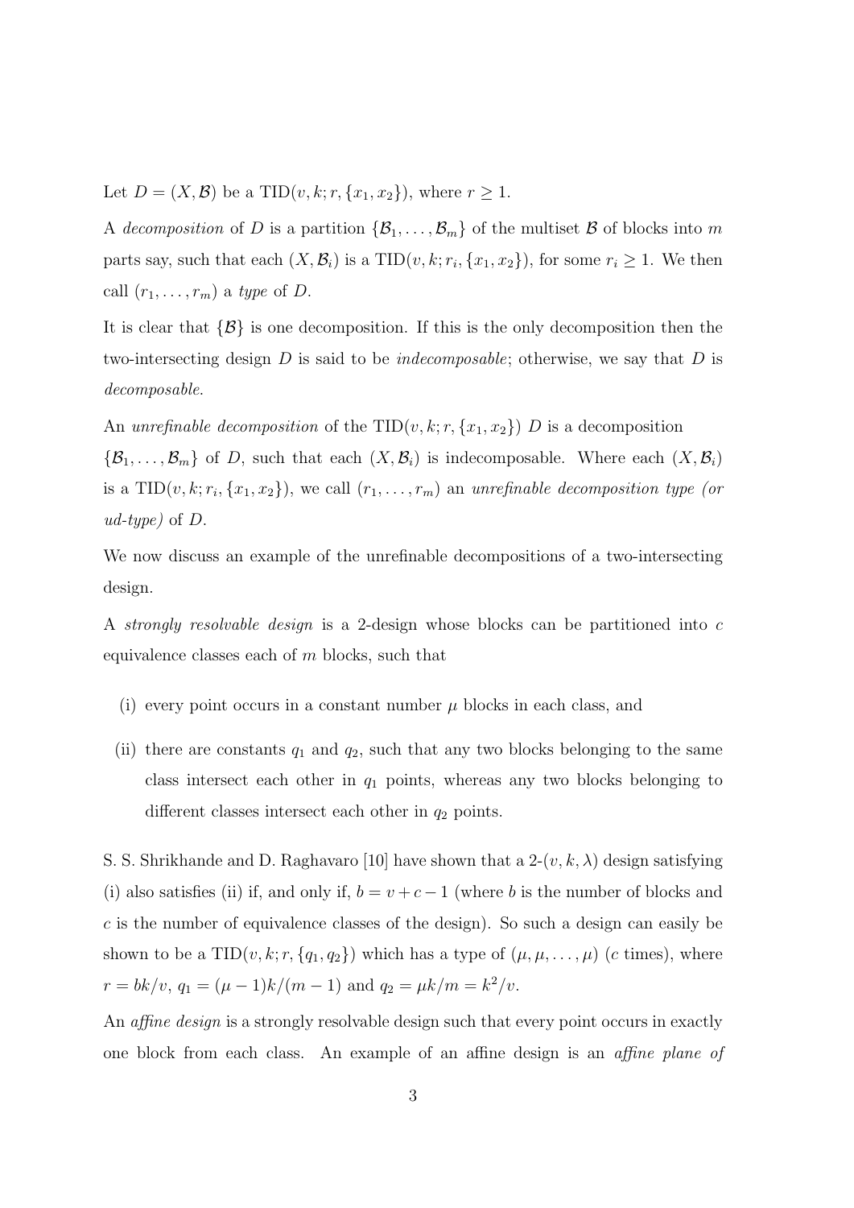Let $D = (X, \mathcal{B})$ be a $\text{TID}(v, k; r, \{x_1, x_2\})$, where $r \geq 1$.

A *decomposition* of $D$ is a partition $\{\mathcal{B}_1, \ldots, \mathcal{B}_m\}$ of the multiset $\mathcal{B}$ of blocks into $m$ parts say, such that each $(X, \mathcal{B}_i)$ is a $\text{TID}(v, k; r_i, \{x_1, x_2\})$, for some $r_i \geq 1$. We then call $(r_1, \ldots, r_m)$ a *type* of $D$.

It is clear that $\{\mathcal{B}\}$ is one decomposition. If this is the only decomposition then the two-intersecting design $D$ is said to be *indecomposable*; otherwise, we say that $D$ is *decomposable*.

An *unrefinable decomposition* of the $\text{TID}(v, k; r, \{x_1, x_2\})$ $D$ is a decomposition $\{\mathcal{B}_1, \ldots, \mathcal{B}_m\}$ of $D$, such that each $(X, \mathcal{B}_i)$ is indecomposable. Where each $(X, \mathcal{B}_i)$ is a $\text{TID}(v, k; r_i, \{x_1, x_2\})$, we call $(r_1, \ldots, r_m)$ an *unrefinable decomposition type (or ud-type)* of $D$.

We now discuss an example of the unrefinable decompositions of a two-intersecting design.

A *strongly resolvable design* is a 2-design whose blocks can be partitioned into $c$ equivalence classes each of $m$ blocks, such that

(i) every point occurs in a constant number $\mu$ blocks in each class, and

(ii) there are constants $q_1$ and $q_2$, such that any two blocks belonging to the same class intersect each other in $q_1$ points, whereas any two blocks belonging to different classes intersect each other in $q_2$ points.

S. S. Shrikhande and D. Raghavaro [10] have shown that a 2-$(v, k, \lambda)$ design satisfying (i) also satisfies (ii) if, and only if, $b = v + c - 1$ (where $b$ is the number of blocks and $c$ is the number of equivalence classes of the design). So such a design can easily be shown to be a $\text{TID}(v, k; r, \{q_1, q_2\})$ which has a type of $(\mu, \mu, \ldots, \mu)$ ($c$ times), where $r = bk/v$, $q_1 = (\mu - 1)k/(m - 1)$ and $q_2 = \mu k/m = k^2/v$.

An *affine design* is a strongly resolvable design such that every point occurs in exactly one block from each class. An example of an affine design is an *affine plane of*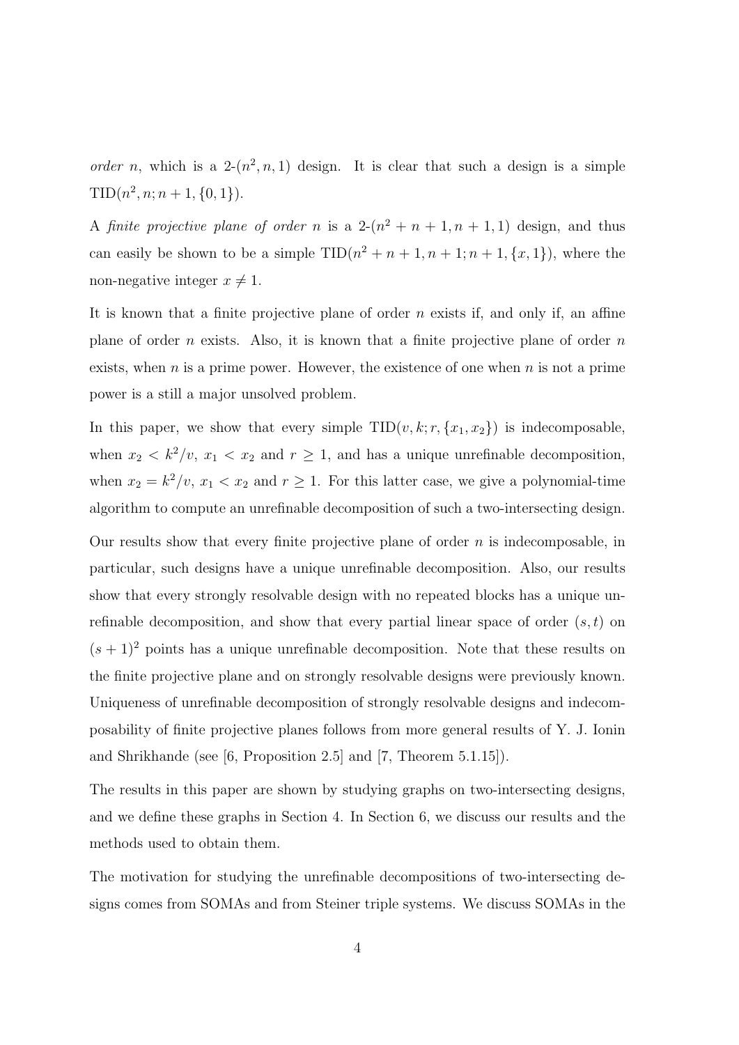*order* $n$, which is a 2-$(n^2, n, 1)$ design. It is clear that such a design is a simple $\text{TID}(n^2, n; n+1, \{0, 1\})$.

A *finite projective plane of order* $n$ is a 2-$(n^2+n+1, n+1, 1)$ design, and thus can easily be shown to be a simple $\text{TID}(n^2+n+1, n+1; n+1, \{x, 1\})$, where the non-negative integer $x \neq 1$.

It is known that a finite projective plane of order $n$ exists if, and only if, an affine plane of order $n$ exists. Also, it is known that a finite projective plane of order $n$ exists, when $n$ is a prime power. However, the existence of one when $n$ is not a prime power is a still a major unsolved problem.

In this paper, we show that every simple $\text{TID}(v, k; r, \{x_1, x_2\})$ is indecomposable, when $x_2 < k^2/v$, $x_1 < x_2$ and $r \geq 1$, and has a unique unrefinable decomposition, when $x_2 = k^2/v$, $x_1 < x_2$ and $r \geq 1$. For this latter case, we give a polynomial-time algorithm to compute an unrefinable decomposition of such a two-intersecting design.

Our results show that every finite projective plane of order $n$ is indecomposable, in particular, such designs have a unique unrefinable decomposition. Also, our results show that every strongly resolvable design with no repeated blocks has a unique unrefinable decomposition, and show that every partial linear space of order $(s, t)$ on $(s+1)^2$ points has a unique unrefinable decomposition. Note that these results on the finite projective plane and on strongly resolvable designs were previously known. Uniqueness of unrefinable decomposition of strongly resolvable designs and indecomposability of finite projective planes follows from more general results of Y. J. Ionin and Shrikhande (see [6, Proposition 2.5] and [7, Theorem 5.1.15]).

The results in this paper are shown by studying graphs on two-intersecting designs, and we define these graphs in Section 4. In Section 6, we discuss our results and the methods used to obtain them.

The motivation for studying the unrefinable decompositions of two-intersecting designs comes from SOMAs and from Steiner triple systems. We discuss SOMAs in the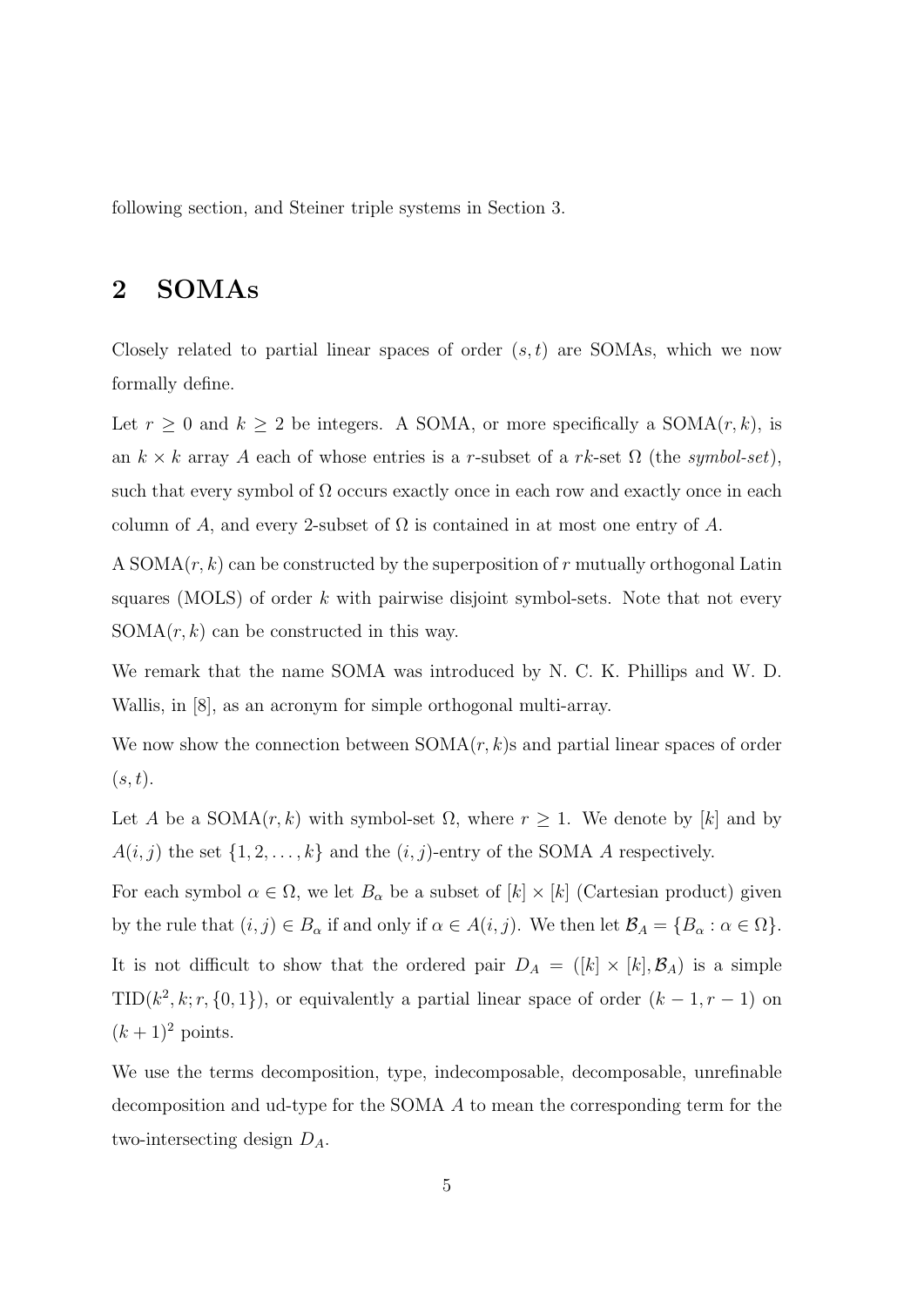following section, and Steiner triple systems in Section 3.

## 2 SOMAs

Closely related to partial linear spaces of order $(s,t)$ are SOMAs, which we now formally define.

Let $r \geq 0$ and $k \geq 2$ be integers. A SOMA, or more specifically a SOMA$(r,k)$, is an $k \times k$ array $A$ each of whose entries is a $r$-subset of a $rk$-set $\Omega$ (the *symbol-set*), such that every symbol of $\Omega$ occurs exactly once in each row and exactly once in each column of $A$, and every 2-subset of $\Omega$ is contained in at most one entry of $A$.

A SOMA$(r,k)$ can be constructed by the superposition of $r$ mutually orthogonal Latin squares (MOLS) of order $k$ with pairwise disjoint symbol-sets. Note that not every SOMA$(r,k)$ can be constructed in this way.

We remark that the name SOMA was introduced by N. C. K. Phillips and W. D. Wallis, in [8], as an acronym for simple orthogonal multi-array.

We now show the connection between SOMA$(r,k)$s and partial linear spaces of order $(s,t)$.

Let $A$ be a SOMA$(r,k)$ with symbol-set $\Omega$, where $r \geq 1$. We denote by $[k]$ and by $A(i,j)$ the set $\{1, 2, \ldots, k\}$ and the $(i,j)$-entry of the SOMA $A$ respectively.

For each symbol $\alpha \in \Omega$, we let $B_\alpha$ be a subset of $[k] \times [k]$ (Cartesian product) given by the rule that $(i,j) \in B_\alpha$ if and only if $\alpha \in A(i,j)$. We then let $\mathcal{B}_A = \{B_\alpha : \alpha \in \Omega\}$.

It is not difficult to show that the ordered pair $D_A = ([k] \times [k], \mathcal{B}_A)$ is a simple TID$(k^2, k; r, \{0,1\})$, or equivalently a partial linear space of order $(k-1, r-1)$ on $(k+1)^2$ points.

We use the terms decomposition, type, indecomposable, decomposable, unrefinable decomposition and ud-type for the SOMA $A$ to mean the corresponding term for the two-intersecting design $D_A$.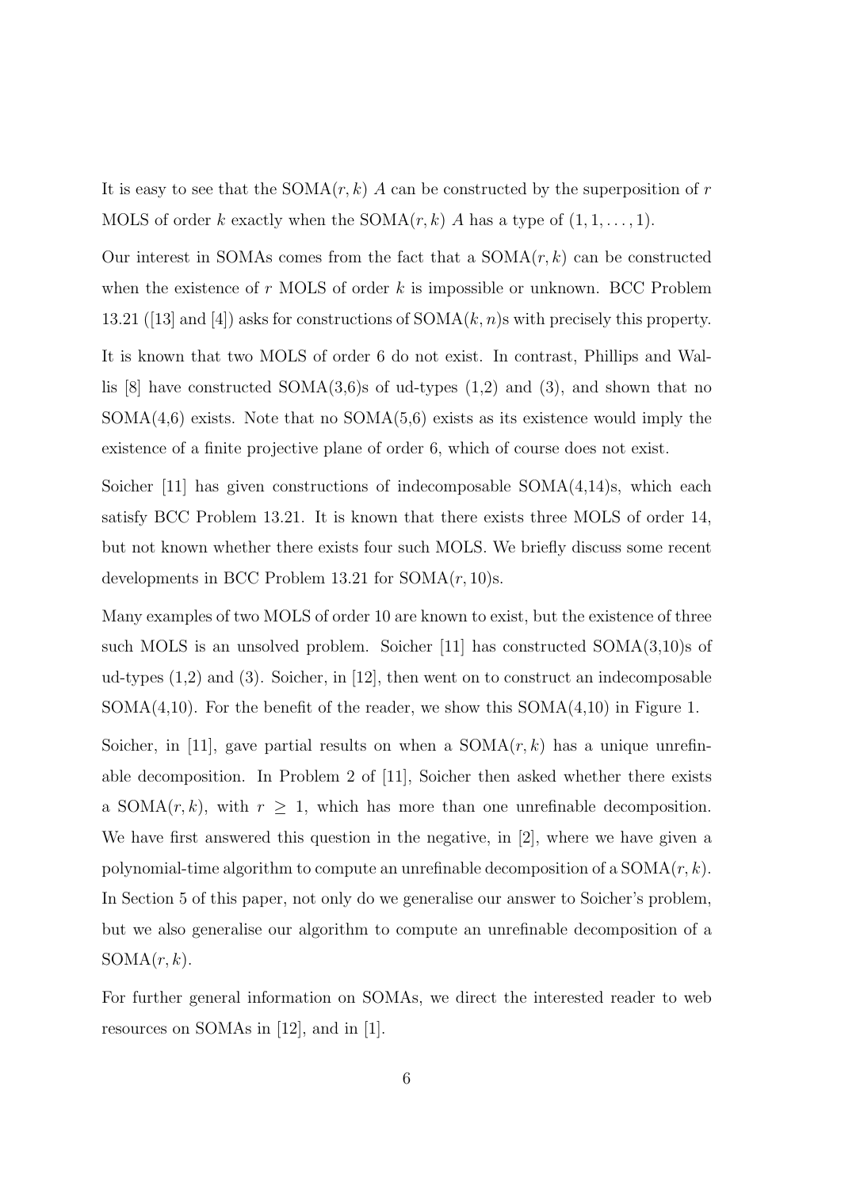It is easy to see that the SOMA$(r, k)$ $A$ can be constructed by the superposition of $r$ MOLS of order $k$ exactly when the SOMA$(r, k)$ $A$ has a type of $(1, 1, \ldots, 1)$.

Our interest in SOMAs comes from the fact that a SOMA$(r, k)$ can be constructed when the existence of $r$ MOLS of order $k$ is impossible or unknown. BCC Problem 13.21 ([13] and [4]) asks for constructions of SOMA$(k, n)$s with precisely this property.

It is known that two MOLS of order 6 do not exist. In contrast, Phillips and Wallis [8] have constructed SOMA(3,6)s of ud-types (1,2) and (3), and shown that no SOMA(4,6) exists. Note that no SOMA(5,6) exists as its existence would imply the existence of a finite projective plane of order 6, which of course does not exist.

Soicher [11] has given constructions of indecomposable SOMA(4,14)s, which each satisfy BCC Problem 13.21. It is known that there exists three MOLS of order 14, but not known whether there exists four such MOLS. We briefly discuss some recent developments in BCC Problem 13.21 for SOMA$(r, 10)$s.

Many examples of two MOLS of order 10 are known to exist, but the existence of three such MOLS is an unsolved problem. Soicher [11] has constructed SOMA(3,10)s of ud-types (1,2) and (3). Soicher, in [12], then went on to construct an indecomposable SOMA(4,10). For the benefit of the reader, we show this SOMA(4,10) in Figure 1.

Soicher, in [11], gave partial results on when a SOMA$(r, k)$ has a unique unrefinable decomposition. In Problem 2 of [11], Soicher then asked whether there exists a SOMA$(r, k)$, with $r \geq 1$, which has more than one unrefinable decomposition. We have first answered this question in the negative, in [2], where we have given a polynomial-time algorithm to compute an unrefinable decomposition of a SOMA$(r, k)$. In Section 5 of this paper, not only do we generalise our answer to Soicher's problem, but we also generalise our algorithm to compute an unrefinable decomposition of a SOMA$(r, k)$.

For further general information on SOMAs, we direct the interested reader to web resources on SOMAs in [12], and in [1].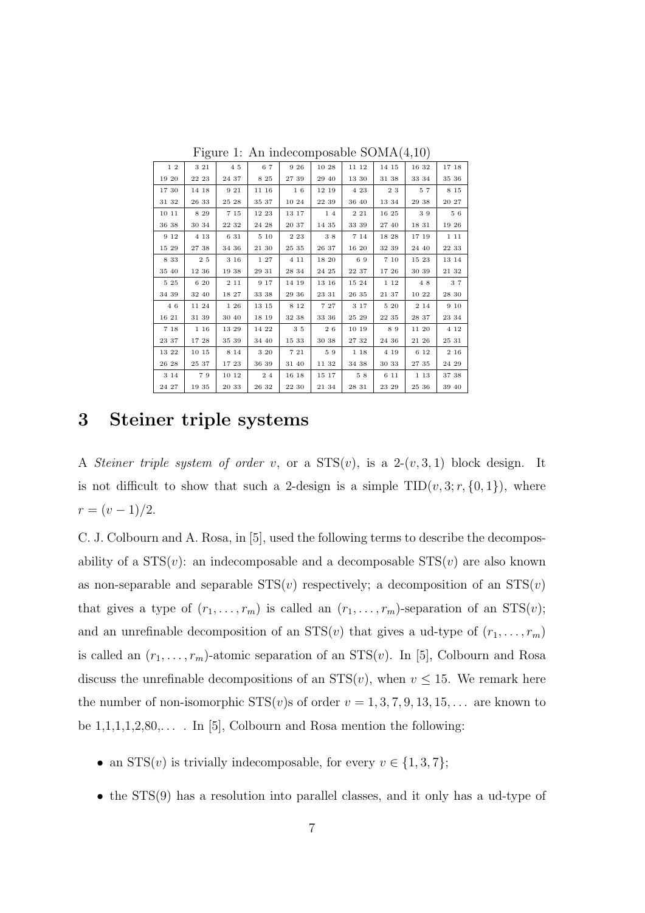Figure 1: An indecomposable SOMA(4,10)

| | | | | | | | | | |
|---|---|---|---|---|---|---|---|---|---|
| 1 2<br>19 20 | 3 21<br>22 23 | 4 5<br>24 37 | 6 7<br>8 25 | 9 26<br>27 39 | 10 28<br>29 40 | 11 12<br>13 30 | 14 15<br>31 38 | 16 32<br>33 34 | 17 18<br>35 36 |
| 17 30<br>31 32 | 14 18<br>26 33 | 9 21<br>25 28 | 11 16<br>35 37 | 1 6<br>10 24 | 12 19<br>22 39 | 4 23<br>36 40 | 2 3<br>13 34 | 5 7<br>29 38 | 8 15<br>20 27 |
| 10 11<br>36 38 | 8 29<br>30 34 | 7 15<br>22 32 | 12 23<br>24 28 | 13 17<br>20 37 | 1 4<br>14 35 | 2 21<br>33 39 | 16 25<br>27 40 | 3 9<br>18 31 | 5 6<br>19 26 |
| 9 12<br>15 29 | 4 13<br>27 38 | 6 31<br>34 36 | 5 10<br>21 30 | 2 23<br>25 35 | 3 8<br>26 37 | 7 14<br>16 20 | 18 28<br>32 39 | 17 19<br>24 40 | 1 11<br>22 33 |
| 8 33<br>35 40 | 2 5<br>12 36 | 3 16<br>19 38 | 1 27<br>29 31 | 4 11<br>28 34 | 18 20<br>24 25 | 6 9<br>22 37 | 7 10<br>17 26 | 15 23<br>30 39 | 13 14<br>21 32 |
| 5 25<br>34 39 | 6 20<br>32 40 | 2 11<br>18 27 | 9 17<br>33 38 | 14 19<br>29 36 | 13 16<br>23 31 | 15 24<br>26 35 | 1 12<br>21 37 | 4 8<br>10 22 | 3 7<br>28 30 |
| 4 6<br>16 21 | 11 24<br>31 39 | 1 26<br>30 40 | 13 15<br>18 19 | 8 12<br>32 38 | 7 27<br>33 36 | 3 17<br>25 29 | 5 20<br>22 35 | 2 14<br>28 37 | 9 10<br>23 34 |
| 7 18<br>23 37 | 1 16<br>17 28 | 13 29<br>35 39 | 14 22<br>34 40 | 3 5<br>15 33 | 2 6<br>30 38 | 10 19<br>27 32 | 8 9<br>24 36 | 11 20<br>21 26 | 4 12<br>25 31 |
| 13 22<br>26 28 | 10 15<br>25 37 | 8 14<br>17 23 | 3 20<br>36 39 | 7 21<br>31 40 | 5 9<br>11 32 | 1 18<br>34 38 | 4 19<br>30 33 | 6 12<br>27 35 | 2 16<br>24 29 |
| 3 14<br>24 27 | 7 9<br>19 35 | 10 12<br>20 33 | 2 4<br>26 32 | 16 18<br>22 30 | 15 17<br>21 34 | 5 8<br>28 31 | 6 11<br>23 29 | 1 13<br>25 36 | 37 38<br>39 40 |

## 3 Steiner triple systems

A *Steiner triple system of order* $v$, or a $\mathrm{STS}(v)$, is a $2$-$(v, 3, 1)$ block design. It is not difficult to show that such a 2-design is a simple $\mathrm{TID}(v, 3; r, \{0, 1\})$, where $r = (v-1)/2$.

C. J. Colbourn and A. Rosa, in [5], used the following terms to describe the decomposability of a $\mathrm{STS}(v)$: an indecomposable and a decomposable $\mathrm{STS}(v)$ are also known as non-separable and separable $\mathrm{STS}(v)$ respectively; a decomposition of an $\mathrm{STS}(v)$ that gives a type of $(r_1, \ldots, r_m)$ is called an $(r_1, \ldots, r_m)$-separation of an $\mathrm{STS}(v)$; and an unrefinable decomposition of an $\mathrm{STS}(v)$ that gives a ud-type of $(r_1, \ldots, r_m)$ is called an $(r_1, \ldots, r_m)$-atomic separation of an $\mathrm{STS}(v)$. In [5], Colbourn and Rosa discuss the unrefinable decompositions of an $\mathrm{STS}(v)$, when $v \le 15$. We remark here the number of non-isomorphic $\mathrm{STS}(v)$s of order $v = 1, 3, 7, 9, 13, 15, \ldots$ are known to be 1,1,1,1,2,80,... . In [5], Colbourn and Rosa mention the following:

- an $\mathrm{STS}(v)$ is trivially indecomposable, for every $v \in \{1, 3, 7\}$;
- the $\mathrm{STS}(9)$ has a resolution into parallel classes, and it only has a ud-type of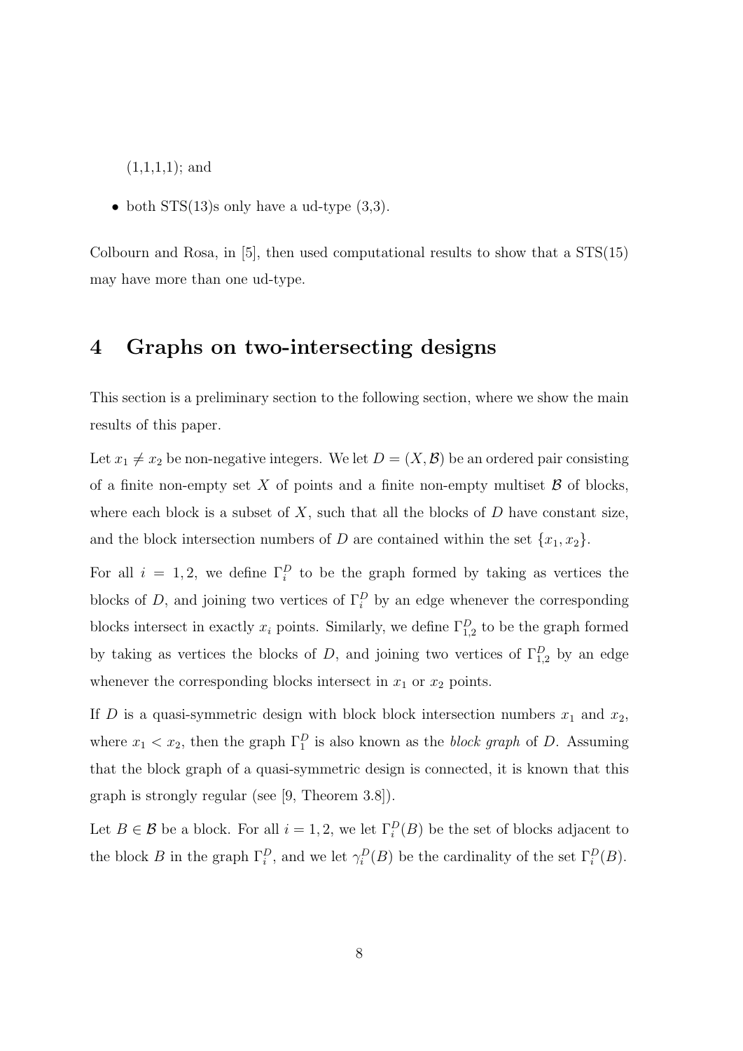(1,1,1,1); and

- both STS(13)s only have a ud-type (3,3).

Colbourn and Rosa, in [5], then used computational results to show that a STS(15) may have more than one ud-type.

# 4 Graphs on two-intersecting designs

This section is a preliminary section to the following section, where we show the main results of this paper.

Let $x_1 \neq x_2$ be non-negative integers. We let $D = (X, \mathcal{B})$ be an ordered pair consisting of a finite non-empty set $X$ of points and a finite non-empty multiset $\mathcal{B}$ of blocks, where each block is a subset of $X$, such that all the blocks of $D$ have constant size, and the block intersection numbers of $D$ are contained within the set $\{x_1, x_2\}$.

For all $i = 1, 2$, we define $\Gamma_i^D$ to be the graph formed by taking as vertices the blocks of $D$, and joining two vertices of $\Gamma_i^D$ by an edge whenever the corresponding blocks intersect in exactly $x_i$ points. Similarly, we define $\Gamma_{1,2}^D$ to be the graph formed by taking as vertices the blocks of $D$, and joining two vertices of $\Gamma_{1,2}^D$ by an edge whenever the corresponding blocks intersect in $x_1$ or $x_2$ points.

If $D$ is a quasi-symmetric design with block block intersection numbers $x_1$ and $x_2$, where $x_1 < x_2$, then the graph $\Gamma_1^D$ is also known as the *block graph* of $D$. Assuming that the block graph of a quasi-symmetric design is connected, it is known that this graph is strongly regular (see [9, Theorem 3.8]).

Let $B \in \mathcal{B}$ be a block. For all $i = 1, 2$, we let $\Gamma_i^D(B)$ be the set of blocks adjacent to the block $B$ in the graph $\Gamma_i^D$, and we let $\gamma_i^D(B)$ be the cardinality of the set $\Gamma_i^D(B)$.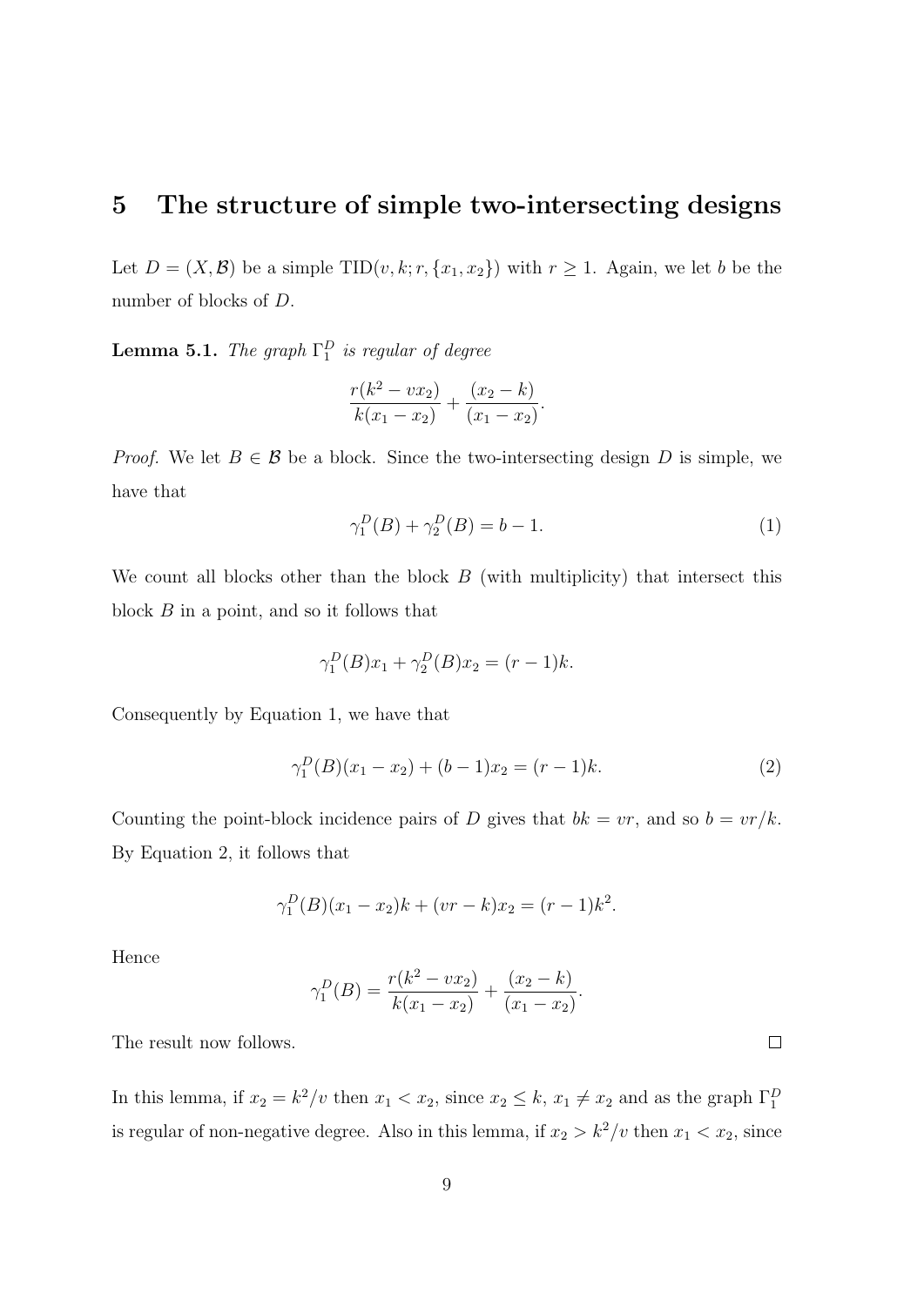# 5 The structure of simple two-intersecting designs

Let $D = (X, \mathcal{B})$ be a simple $\mathrm{TID}(v, k; r, \{x_1, x_2\})$ with $r \geq 1$. Again, we let $b$ be the number of blocks of $D$.

**Lemma 5.1.** *The graph $\Gamma_1^D$ is regular of degree*

$$\frac{r(k^2 - vx_2)}{k(x_1 - x_2)} + \frac{(x_2 - k)}{(x_1 - x_2)}.$$

*Proof.* We let $B \in \mathcal{B}$ be a block. Since the two-intersecting design $D$ is simple, we have that

$$\gamma_1^D(B) + \gamma_2^D(B) = b - 1. \tag{1}$$

We count all blocks other than the block $B$ (with multiplicity) that intersect this block $B$ in a point, and so it follows that

$$\gamma_1^D(B)x_1 + \gamma_2^D(B)x_2 = (r - 1)k.$$

Consequently by Equation 1, we have that

$$\gamma_1^D(B)(x_1 - x_2) + (b - 1)x_2 = (r - 1)k. \tag{2}$$

Counting the point-block incidence pairs of $D$ gives that $bk = vr$, and so $b = vr/k$. By Equation 2, it follows that

$$\gamma_1^D(B)(x_1 - x_2)k + (vr - k)x_2 = (r - 1)k^2.$$

Hence

$$\gamma_1^D(B) = \frac{r(k^2 - vx_2)}{k(x_1 - x_2)} + \frac{(x_2 - k)}{(x_1 - x_2)}.$$

The result now follows. $\square$

In this lemma, if $x_2 = k^2/v$ then $x_1 < x_2$, since $x_2 \leq k$, $x_1 \neq x_2$ and as the graph $\Gamma_1^D$ is regular of non-negative degree. Also in this lemma, if $x_2 > k^2/v$ then $x_1 < x_2$, since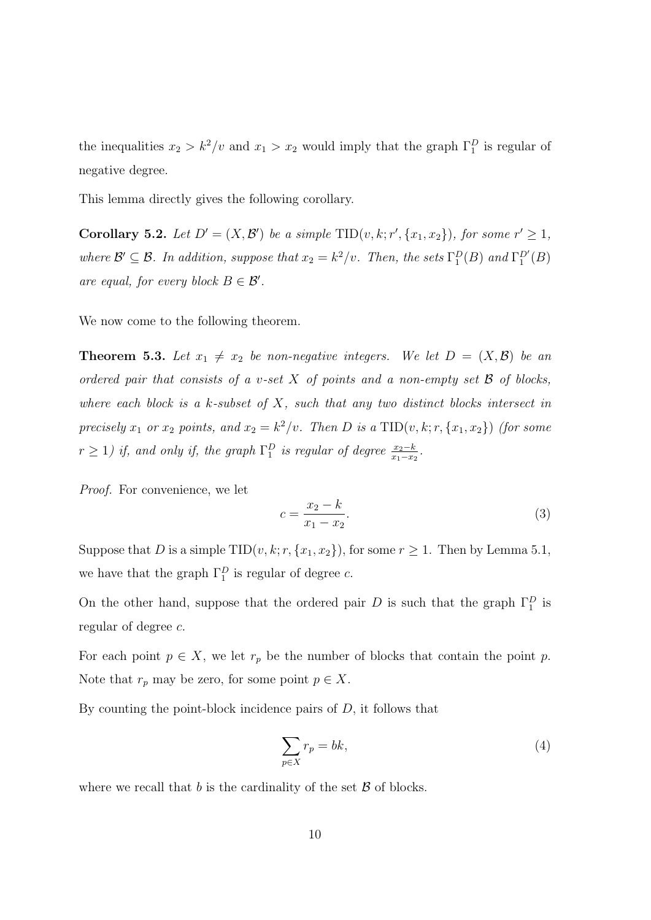the inequalities $x_2 > k^2/v$ and $x_1 > x_2$ would imply that the graph $\Gamma_1^D$ is regular of negative degree.

This lemma directly gives the following corollary.

**Corollary 5.2.** *Let $D' = (X, \mathcal{B}')$ be a simple $\mathrm{TID}(v, k; r', \{x_1, x_2\})$, for some $r' \geq 1$, where $\mathcal{B}' \subseteq \mathcal{B}$. In addition, suppose that $x_2 = k^2/v$. Then, the sets $\Gamma_1^D(B)$ and $\Gamma_1^{D'}(B)$ are equal, for every block $B \in \mathcal{B}'$.*

We now come to the following theorem.

**Theorem 5.3.** *Let $x_1 \neq x_2$ be non-negative integers. We let $D = (X, \mathcal{B})$ be an ordered pair that consists of a $v$-set $X$ of points and a non-empty set $\mathcal{B}$ of blocks, where each block is a $k$-subset of $X$, such that any two distinct blocks intersect in precisely $x_1$ or $x_2$ points, and $x_2 = k^2/v$. Then $D$ is a $\mathrm{TID}(v, k; r, \{x_1, x_2\})$ (for some $r \geq 1$) if, and only if, the graph $\Gamma_1^D$ is regular of degree $\frac{x_2 - k}{x_1 - x_2}$.*

*Proof.* For convenience, we let

$$c = \frac{x_2 - k}{x_1 - x_2}. \tag{3}$$

Suppose that $D$ is a simple $\mathrm{TID}(v, k; r, \{x_1, x_2\})$, for some $r \geq 1$. Then by Lemma 5.1, we have that the graph $\Gamma_1^D$ is regular of degree $c$.

On the other hand, suppose that the ordered pair $D$ is such that the graph $\Gamma_1^D$ is regular of degree $c$.

For each point $p \in X$, we let $r_p$ be the number of blocks that contain the point $p$. Note that $r_p$ may be zero, for some point $p \in X$.

By counting the point-block incidence pairs of $D$, it follows that

$$\sum_{p \in X} r_p = bk, \tag{4}$$

where we recall that $b$ is the cardinality of the set $\mathcal{B}$ of blocks.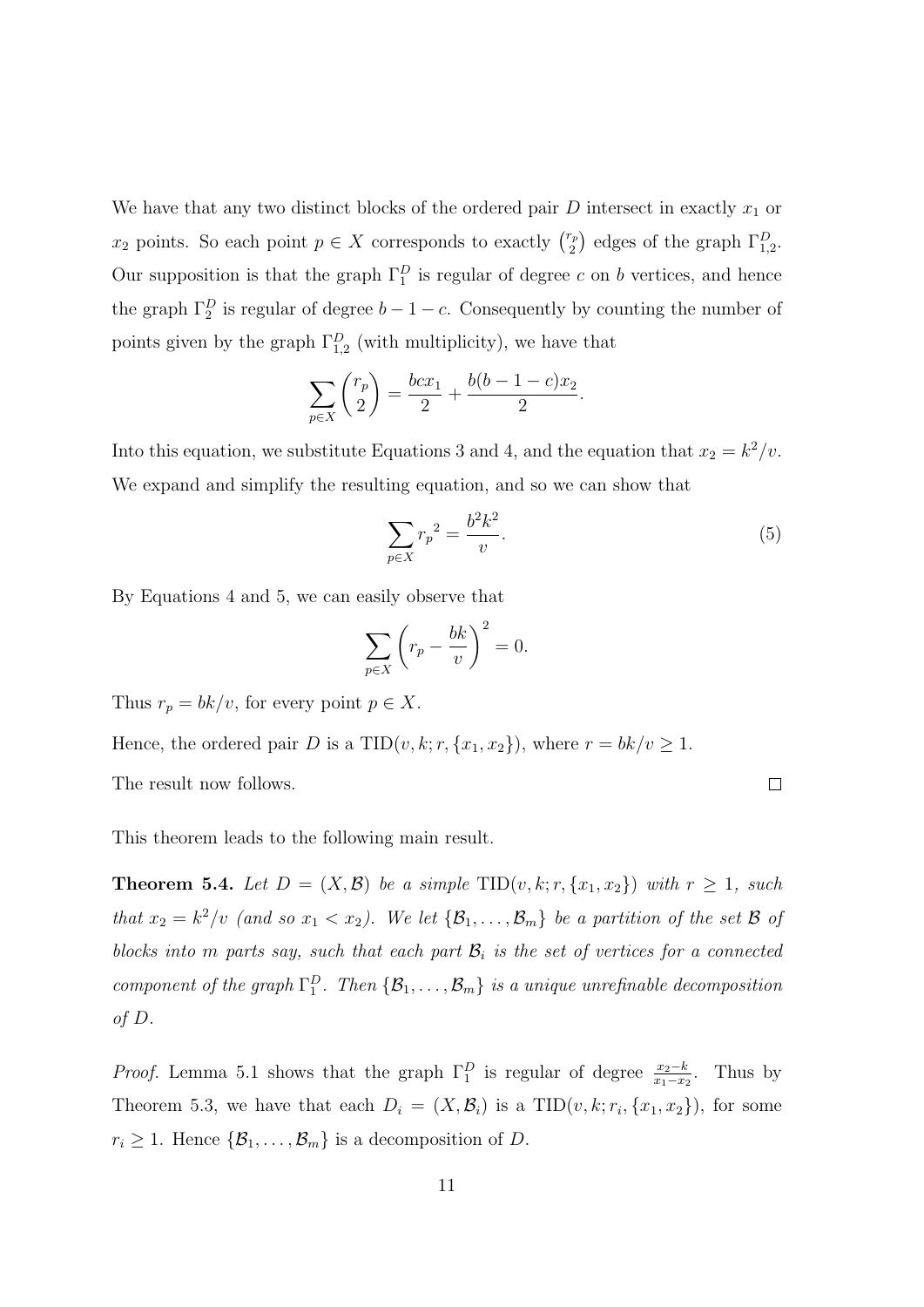We have that any two distinct blocks of the ordered pair $D$ intersect in exactly $x_1$ or $x_2$ points. So each point $p \in X$ corresponds to exactly $\binom{r_p}{2}$ edges of the graph $\Gamma_{1,2}^D$. Our supposition is that the graph $\Gamma_1^D$ is regular of degree $c$ on $b$ vertices, and hence the graph $\Gamma_2^D$ is regular of degree $b-1-c$. Consequently by counting the number of points given by the graph $\Gamma_{1,2}^D$ (with multiplicity), we have that

$$\sum_{p \in X} \binom{r_p}{2} = \frac{bcx_1}{2} + \frac{b(b-1-c)x_2}{2}.$$

Into this equation, we substitute Equations 3 and 4, and the equation that $x_2 = k^2/v$. We expand and simplify the resulting equation, and so we can show that

$$\sum_{p \in X} {r_p}^2 = \frac{b^2k^2}{v}. \tag{5}$$

By Equations 4 and 5, we can easily observe that

$$\sum_{p \in X} \left( r_p - \frac{bk}{v} \right)^2 = 0.$$

Thus $r_p = bk/v$, for every point $p \in X$.

Hence, the ordered pair $D$ is a $\mathrm{TID}(v, k; r, \{x_1, x_2\})$, where $r = bk/v \geq 1$.

The result now follows. $\square$

This theorem leads to the following main result.

**Theorem 5.4.** *Let $D = (X, \mathcal{B})$ be a simple $\mathrm{TID}(v, k; r, \{x_1, x_2\})$ with $r \geq 1$, such that $x_2 = k^2/v$ (and so $x_1 < x_2$). We let $\{\mathcal{B}_1, \ldots, \mathcal{B}_m\}$ be a partition of the set $\mathcal{B}$ of blocks into $m$ parts say, such that each part $\mathcal{B}_i$ is the set of vertices for a connected component of the graph $\Gamma_1^D$. Then $\{\mathcal{B}_1, \ldots, \mathcal{B}_m\}$ is a unique unrefinable decomposition of $D$.*

*Proof.* Lemma 5.1 shows that the graph $\Gamma_1^D$ is regular of degree $\frac{x_2-k}{x_1-x_2}$. Thus by Theorem 5.3, we have that each $D_i = (X, \mathcal{B}_i)$ is a $\mathrm{TID}(v, k; r_i, \{x_1, x_2\})$, for some $r_i \geq 1$. Hence $\{\mathcal{B}_1, \ldots, \mathcal{B}_m\}$ is a decomposition of $D$.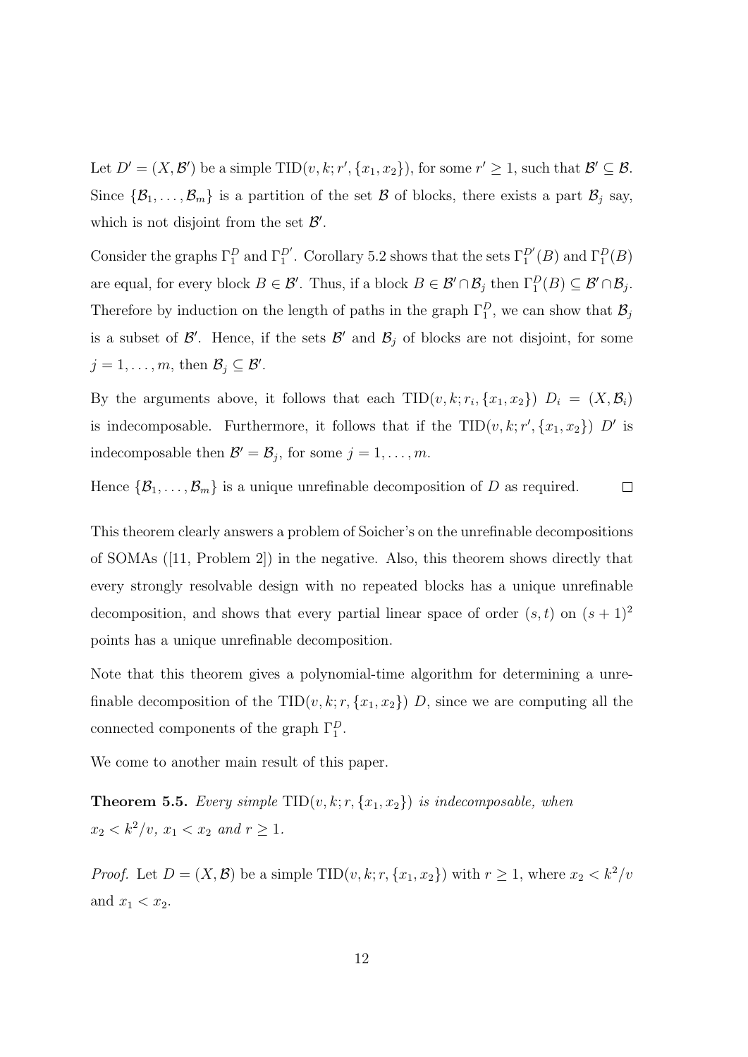Let $D' = (X, \mathcal{B}')$ be a simple $\mathrm{TID}(v, k; r', \{x_1, x_2\})$, for some $r' \geq 1$, such that $\mathcal{B}' \subseteq \mathcal{B}$. Since $\{\mathcal{B}_1, \ldots, \mathcal{B}_m\}$ is a partition of the set $\mathcal{B}$ of blocks, there exists a part $\mathcal{B}_j$ say, which is not disjoint from the set $\mathcal{B}'$.

Consider the graphs $\Gamma_1^D$ and $\Gamma_1^{D'}$. Corollary 5.2 shows that the sets $\Gamma_1^{D'}(B)$ and $\Gamma_1^D(B)$ are equal, for every block $B \in \mathcal{B}'$. Thus, if a block $B \in \mathcal{B}' \cap \mathcal{B}_j$ then $\Gamma_1^D(B) \subseteq \mathcal{B}' \cap \mathcal{B}_j$. Therefore by induction on the length of paths in the graph $\Gamma_1^D$, we can show that $\mathcal{B}_j$ is a subset of $\mathcal{B}'$. Hence, if the sets $\mathcal{B}'$ and $\mathcal{B}_j$ of blocks are not disjoint, for some $j = 1, \ldots, m$, then $\mathcal{B}_j \subseteq \mathcal{B}'$.

By the arguments above, it follows that each $\mathrm{TID}(v, k; r_i, \{x_1, x_2\})$ $D_i = (X, \mathcal{B}_i)$ is indecomposable. Furthermore, it follows that if the $\mathrm{TID}(v, k; r', \{x_1, x_2\})$ $D'$ is indecomposable then $\mathcal{B}' = \mathcal{B}_j$, for some $j = 1, \ldots, m$.

Hence $\{\mathcal{B}_1, \ldots, \mathcal{B}_m\}$ is a unique unrefinable decomposition of $D$ as required. $\square$

This theorem clearly answers a problem of Soicher's on the unrefinable decompositions of SOMAs ([11, Problem 2]) in the negative. Also, this theorem shows directly that every strongly resolvable design with no repeated blocks has a unique unrefinable decomposition, and shows that every partial linear space of order $(s, t)$ on $(s + 1)^2$ points has a unique unrefinable decomposition.

Note that this theorem gives a polynomial-time algorithm for determining a unrefinable decomposition of the $\mathrm{TID}(v, k; r, \{x_1, x_2\})$ $D$, since we are computing all the connected components of the graph $\Gamma_1^D$.

We come to another main result of this paper.

**Theorem 5.5.** *Every simple* $\mathrm{TID}(v, k; r, \{x_1, x_2\})$ *is indecomposable, when* $x_2 < k^2/v$, $x_1 < x_2$ *and* $r \geq 1$.

*Proof.* Let $D = (X, \mathcal{B})$ be a simple $\mathrm{TID}(v, k; r, \{x_1, x_2\})$ with $r \geq 1$, where $x_2 < k^2/v$ and $x_1 < x_2$.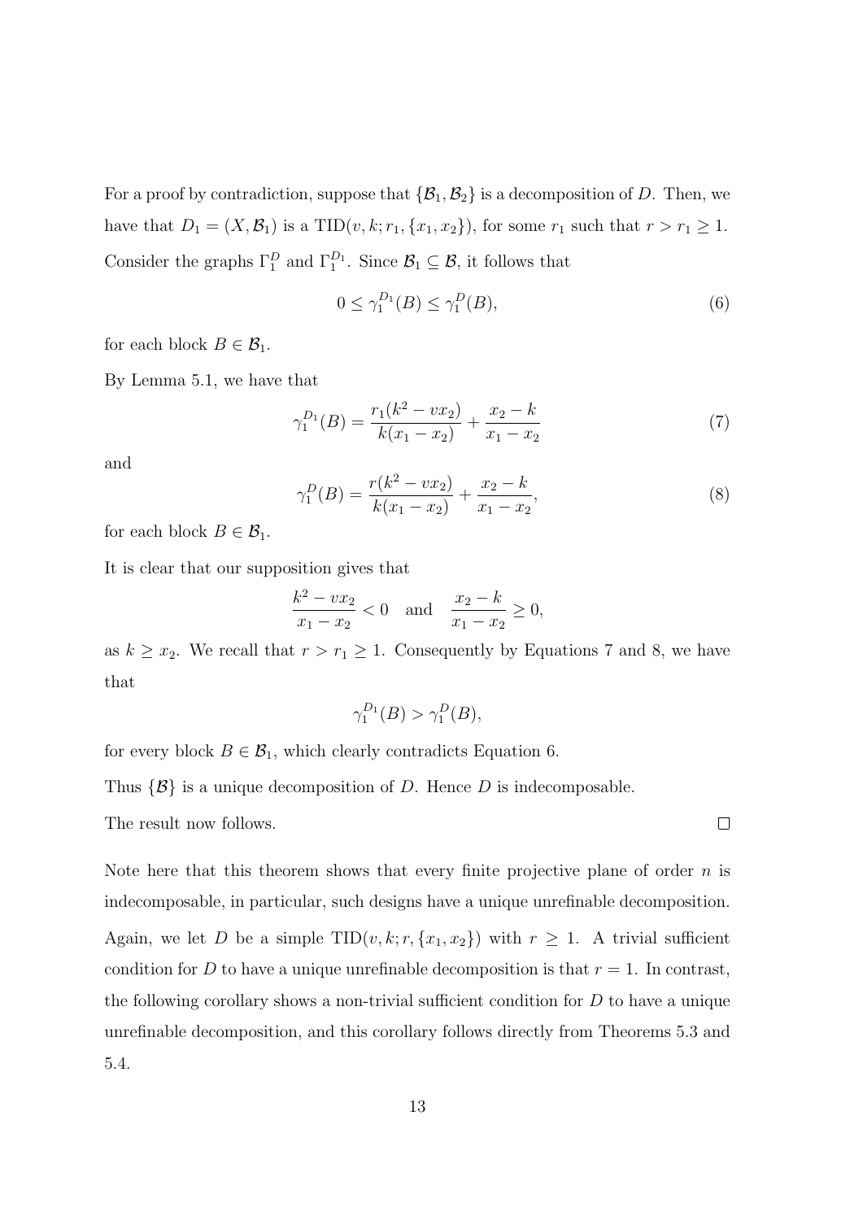For a proof by contradiction, suppose that $\{\mathcal{B}_1, \mathcal{B}_2\}$ is a decomposition of $D$. Then, we have that $D_1 = (X, \mathcal{B}_1)$ is a $\text{TID}(v, k; r_1, \{x_1, x_2\})$, for some $r_1$ such that $r > r_1 \geq 1$. Consider the graphs $\Gamma_1^D$ and $\Gamma_1^{D_1}$. Since $\mathcal{B}_1 \subseteq \mathcal{B}$, it follows that

$$0 \leq \gamma_1^{D_1}(B) \leq \gamma_1^D(B), \tag{6}$$

for each block $B \in \mathcal{B}_1$.

By Lemma 5.1, we have that

$$\gamma_1^{D_1}(B) = \frac{r_1(k^2 - vx_2)}{k(x_1 - x_2)} + \frac{x_2 - k}{x_1 - x_2} \tag{7}$$

and

$$\gamma_1^D(B) = \frac{r(k^2 - vx_2)}{k(x_1 - x_2)} + \frac{x_2 - k}{x_1 - x_2}, \tag{8}$$

for each block $B \in \mathcal{B}_1$.

It is clear that our supposition gives that

$$\frac{k^2 - vx_2}{x_1 - x_2} < 0 \quad \text{and} \quad \frac{x_2 - k}{x_1 - x_2} \geq 0,$$

as $k \geq x_2$. We recall that $r > r_1 \geq 1$. Consequently by Equations 7 and 8, we have that

$$\gamma_1^{D_1}(B) > \gamma_1^D(B),$$

for every block $B \in \mathcal{B}_1$, which clearly contradicts Equation 6.

Thus $\{\mathcal{B}\}$ is a unique decomposition of $D$. Hence $D$ is indecomposable.

The result now follows. $\square$

Note here that this theorem shows that every finite projective plane of order $n$ is indecomposable, in particular, such designs have a unique unrefinable decomposition.

Again, we let $D$ be a simple $\text{TID}(v, k; r, \{x_1, x_2\})$ with $r \geq 1$. A trivial sufficient condition for $D$ to have a unique unrefinable decomposition is that $r = 1$. In contrast, the following corollary shows a non-trivial sufficient condition for $D$ to have a unique unrefinable decomposition, and this corollary follows directly from Theorems 5.3 and 5.4.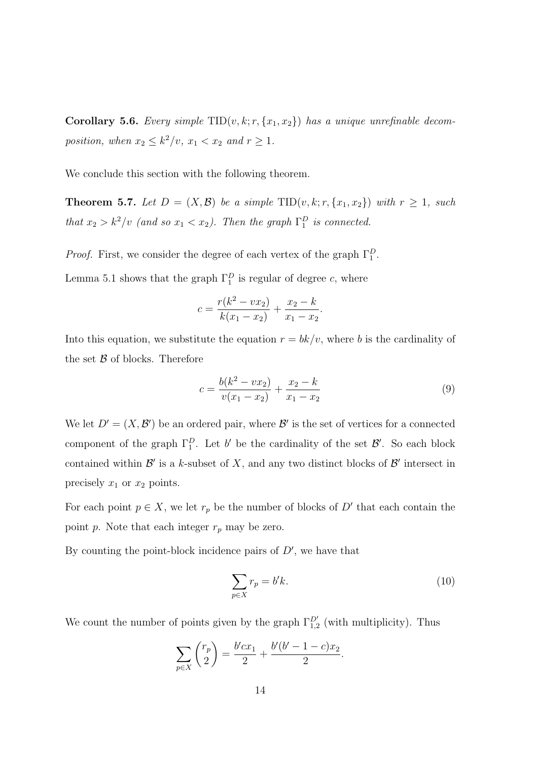**Corollary 5.6.** *Every simple* $\mathrm{TID}(v, k; r, \{x_1, x_2\})$ *has a unique unrefinable decomposition, when* $x_2 \leq k^2/v$*,* $x_1 < x_2$ *and* $r \geq 1$*.*

We conclude this section with the following theorem.

**Theorem 5.7.** *Let* $D = (X, \mathcal{B})$ *be a simple* $\mathrm{TID}(v, k; r, \{x_1, x_2\})$ *with* $r \geq 1$*, such that* $x_2 > k^2/v$ *(and so* $x_1 < x_2$*). Then the graph* $\Gamma_1^D$ *is connected.*

*Proof.* First, we consider the degree of each vertex of the graph $\Gamma_1^D$.

Lemma 5.1 shows that the graph $\Gamma_1^D$ is regular of degree $c$, where

$$c = \frac{r(k^2 - vx_2)}{k(x_1 - x_2)} + \frac{x_2 - k}{x_1 - x_2}.$$

Into this equation, we substitute the equation $r = bk/v$, where $b$ is the cardinality of the set $\mathcal{B}$ of blocks. Therefore

$$c = \frac{b(k^2 - vx_2)}{v(x_1 - x_2)} + \frac{x_2 - k}{x_1 - x_2} \tag{9}$$

We let $D' = (X, \mathcal{B}')$ be an ordered pair, where $\mathcal{B}'$ is the set of vertices for a connected component of the graph $\Gamma_1^D$. Let $b'$ be the cardinality of the set $\mathcal{B}'$. So each block contained within $\mathcal{B}'$ is a $k$-subset of $X$, and any two distinct blocks of $\mathcal{B}'$ intersect in precisely $x_1$ or $x_2$ points.

For each point $p \in X$, we let $r_p$ be the number of blocks of $D'$ that each contain the point $p$. Note that each integer $r_p$ may be zero.

By counting the point-block incidence pairs of $D'$, we have that

$$\sum_{p \in X} r_p = b'k. \tag{10}$$

We count the number of points given by the graph $\Gamma_{1,2}^{D'}$ (with multiplicity). Thus

$$\sum_{p \in X} \binom{r_p}{2} = \frac{b'cx_1}{2} + \frac{b'(b' - 1 - c)x_2}{2}.$$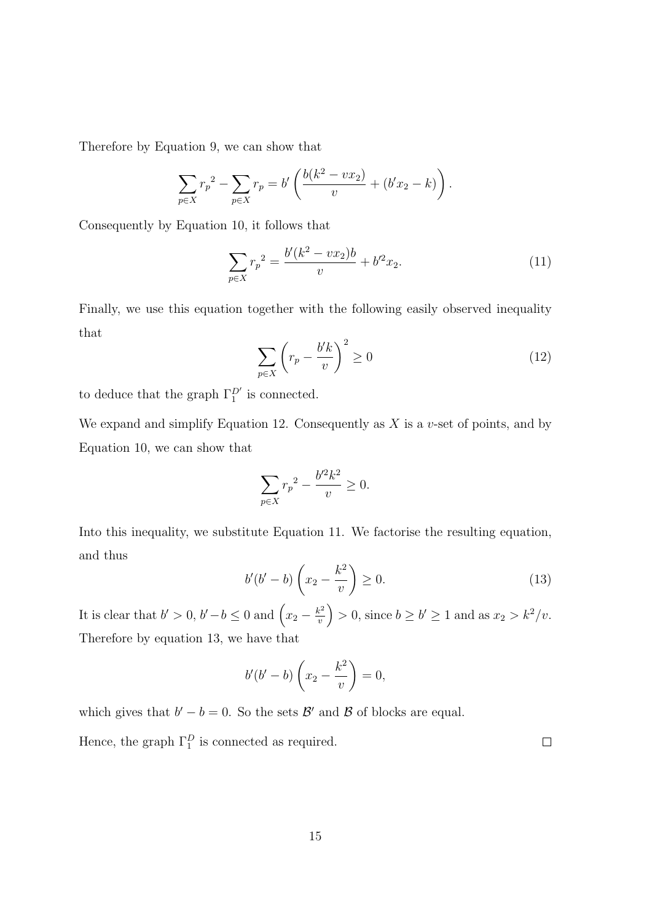Therefore by Equation 9, we can show that

$$\sum_{p\in X} {r_p}^2 - \sum_{p\in X} r_p = b'\left(\frac{b(k^2 - vx_2)}{v} + (b'x_2 - k)\right).$$

Consequently by Equation 10, it follows that

$$\sum_{p\in X} {r_p}^2 = \frac{b'(k^2 - vx_2)b}{v} + b'^2 x_2. \tag{11}$$

Finally, we use this equation together with the following easily observed inequality that

$$\sum_{p\in X} \left(r_p - \frac{b'k}{v}\right)^2 \geq 0 \tag{12}$$

to deduce that the graph $\Gamma_1^{D'}$ is connected.

We expand and simplify Equation 12. Consequently as $X$ is a $v$-set of points, and by Equation 10, we can show that

$$\sum_{p\in X} {r_p}^2 - \frac{b'^2 k^2}{v} \geq 0.$$

Into this inequality, we substitute Equation 11. We factorise the resulting equation, and thus

$$b'(b' - b)\left(x_2 - \frac{k^2}{v}\right) \geq 0. \tag{13}$$

It is clear that $b' > 0$, $b' - b \leq 0$ and $\left(x_2 - \frac{k^2}{v}\right) > 0$, since $b \geq b' \geq 1$ and as $x_2 > k^2/v$. Therefore by equation 13, we have that

$$b'(b' - b)\left(x_2 - \frac{k^2}{v}\right) = 0,$$

which gives that $b' - b = 0$. So the sets $\mathcal{B}'$ and $\mathcal{B}$ of blocks are equal.

Hence, the graph $\Gamma_1^D$ is connected as required. $\square$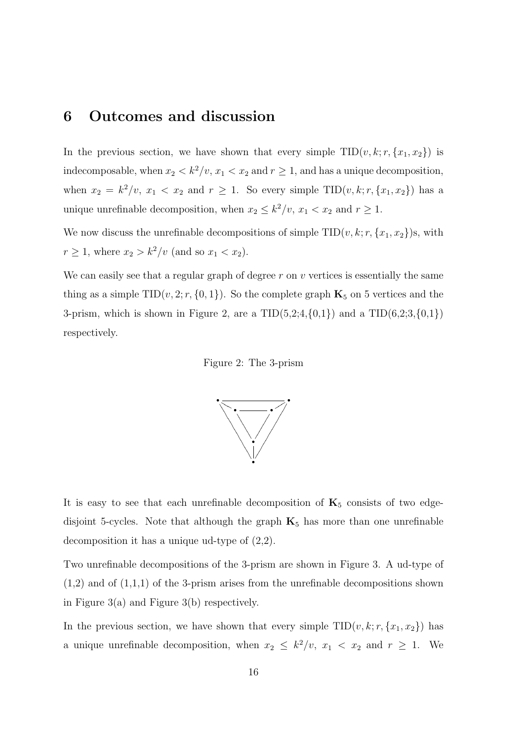## 6 Outcomes and discussion

In the previous section, we have shown that every simple $\mathrm{TID}(v,k;r,\{x_1,x_2\})$ is indecomposable, when $x_2 < k^2/v$, $x_1 < x_2$ and $r \geq 1$, and has a unique decomposition, when $x_2 = k^2/v$, $x_1 < x_2$ and $r \geq 1$. So every simple $\mathrm{TID}(v,k;r,\{x_1,x_2\})$ has a unique unrefinable decomposition, when $x_2 \leq k^2/v$, $x_1 < x_2$ and $r \geq 1$.

We now discuss the unrefinable decompositions of simple $\mathrm{TID}(v,k;r,\{x_1,x_2\})$s, with $r \geq 1$, where $x_2 > k^2/v$ (and so $x_1 < x_2$).

We can easily see that a regular graph of degree $r$ on $v$ vertices is essentially the same thing as a simple $\mathrm{TID}(v,2;r,\{0,1\})$. So the complete graph $\mathbf{K}_5$ on 5 vertices and the 3-prism, which is shown in Figure 2, are a TID(5,2;4,{0,1}) and a TID(6,2;3,{0,1}) respectively.

Figure 2: The 3-prism

It is easy to see that each unrefinable decomposition of $\mathbf{K}_5$ consists of two edge-disjoint 5-cycles. Note that although the graph $\mathbf{K}_5$ has more than one unrefinable decomposition it has a unique ud-type of (2,2).

Two unrefinable decompositions of the 3-prism are shown in Figure 3. A ud-type of (1,2) and of (1,1,1) of the 3-prism arises from the unrefinable decompositions shown in Figure 3(a) and Figure 3(b) respectively.

In the previous section, we have shown that every simple $\mathrm{TID}(v,k;r,\{x_1,x_2\})$ has a unique unrefinable decomposition, when $x_2 \leq k^2/v$, $x_1 < x_2$ and $r \geq 1$. We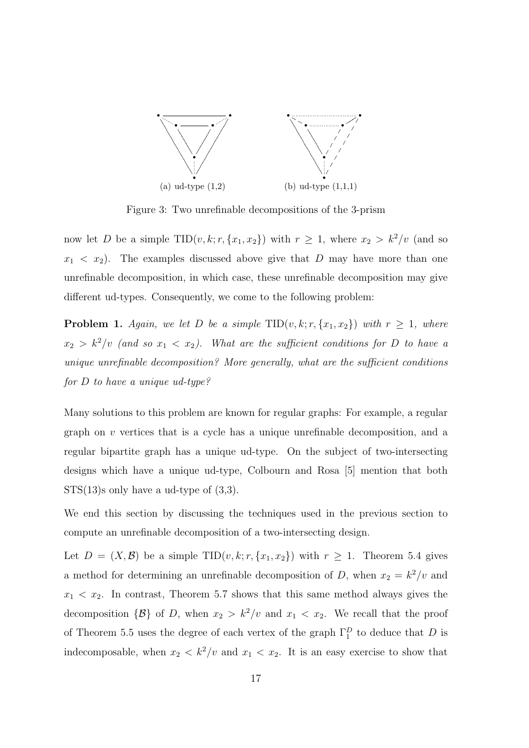(a) ud-type (1,2)

(b) ud-type (1,1,1)

Figure 3: Two unrefinable decompositions of the 3-prism

now let $D$ be a simple $\mathrm{TID}(v, k; r, \{x_1, x_2\})$ with $r \geq 1$, where $x_2 > k^2/v$ (and so $x_1 < x_2$). The examples discussed above give that $D$ may have more than one unrefinable decomposition, in which case, these unrefinable decomposition may give different ud-types. Consequently, we come to the following problem:

**Problem 1.** *Again, we let $D$ be a simple $\mathrm{TID}(v, k; r, \{x_1, x_2\})$ with $r \geq 1$, where $x_2 > k^2/v$ (and so $x_1 < x_2$). What are the sufficient conditions for $D$ to have a unique unrefinable decomposition? More generally, what are the sufficient conditions for $D$ to have a unique ud-type?*

Many solutions to this problem are known for regular graphs: For example, a regular graph on $v$ vertices that is a cycle has a unique unrefinable decomposition, and a regular bipartite graph has a unique ud-type. On the subject of two-intersecting designs which have a unique ud-type, Colbourn and Rosa [5] mention that both STS(13)s only have a ud-type of (3,3).

We end this section by discussing the techniques used in the previous section to compute an unrefinable decomposition of a two-intersecting design.

Let $D = (X, \mathcal{B})$ be a simple $\mathrm{TID}(v, k; r, \{x_1, x_2\})$ with $r \geq 1$. Theorem 5.4 gives a method for determining an unrefinable decomposition of $D$, when $x_2 = k^2/v$ and $x_1 < x_2$. In contrast, Theorem 5.7 shows that this same method always gives the decomposition $\{\mathcal{B}\}$ of $D$, when $x_2 > k^2/v$ and $x_1 < x_2$. We recall that the proof of Theorem 5.5 uses the degree of each vertex of the graph $\Gamma_1^D$ to deduce that $D$ is indecomposable, when $x_2 < k^2/v$ and $x_1 < x_2$. It is an easy exercise to show that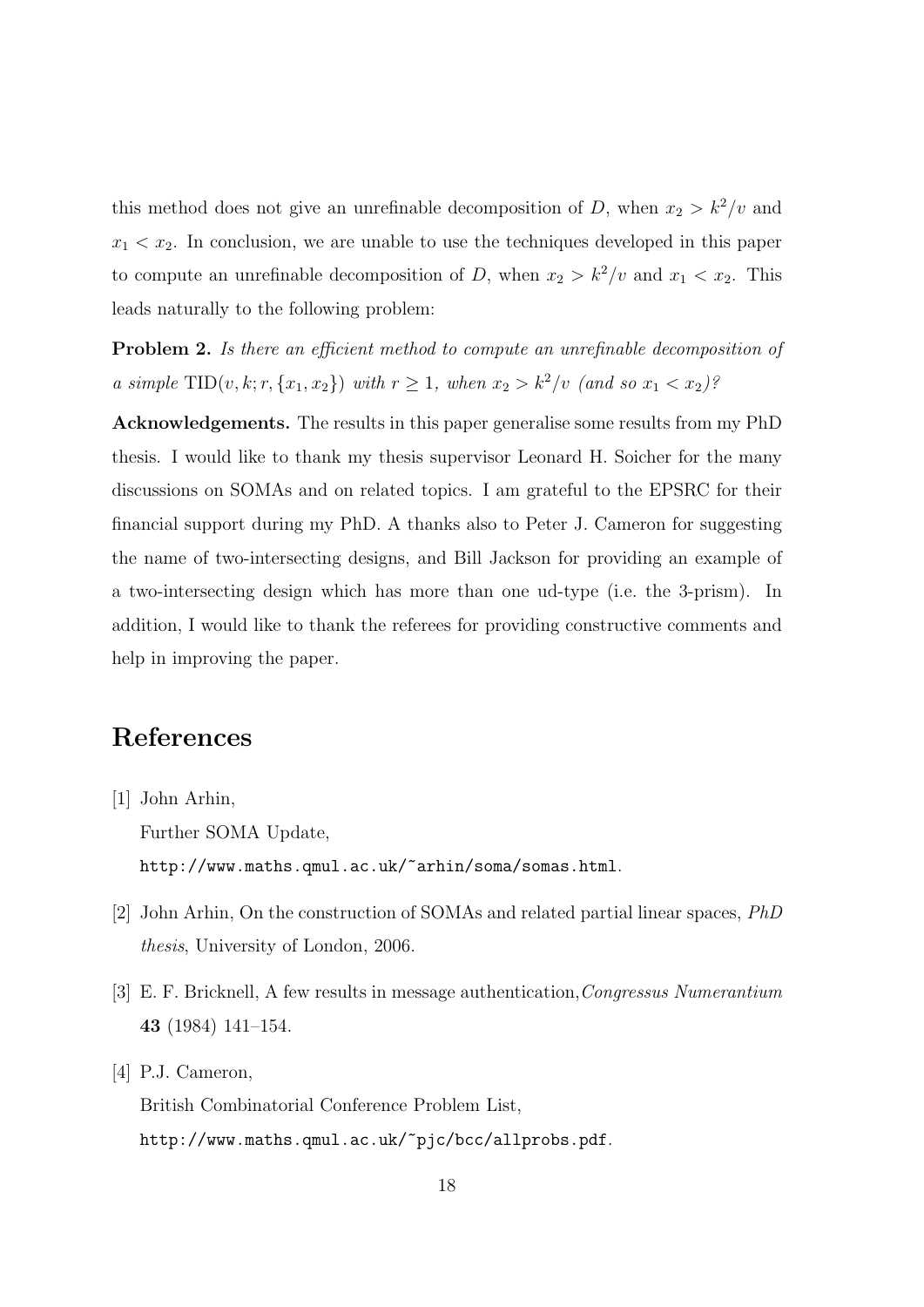this method does not give an unrefinable decomposition of $D$, when $x_2 > k^2/v$ and $x_1 < x_2$. In conclusion, we are unable to use the techniques developed in this paper to compute an unrefinable decomposition of $D$, when $x_2 > k^2/v$ and $x_1 < x_2$. This leads naturally to the following problem:

**Problem 2.** *Is there an efficient method to compute an unrefinable decomposition of a simple* $\mathrm{TID}(v, k; r, \{x_1, x_2\})$ *with* $r \geq 1$*, when* $x_2 > k^2/v$ *(and so* $x_1 < x_2$*)?*

**Acknowledgements.** The results in this paper generalise some results from my PhD thesis. I would like to thank my thesis supervisor Leonard H. Soicher for the many discussions on SOMAs and on related topics. I am grateful to the EPSRC for their financial support during my PhD. A thanks also to Peter J. Cameron for suggesting the name of two-intersecting designs, and Bill Jackson for providing an example of a two-intersecting design which has more than one ud-type (i.e. the 3-prism). In addition, I would like to thank the referees for providing constructive comments and help in improving the paper.

# References

[1] John Arhin,
Further SOMA Update,
`http://www.maths.qmul.ac.uk/~arhin/soma/somas.html`.

[2] John Arhin, On the construction of SOMAs and related partial linear spaces, *PhD thesis*, University of London, 2006.

[3] E. F. Bricknell, A few results in message authentication, *Congressus Numerantium* **43** (1984) 141–154.

[4] P.J. Cameron,
British Combinatorial Conference Problem List,
`http://www.maths.qmul.ac.uk/~pjc/bcc/allprobs.pdf`.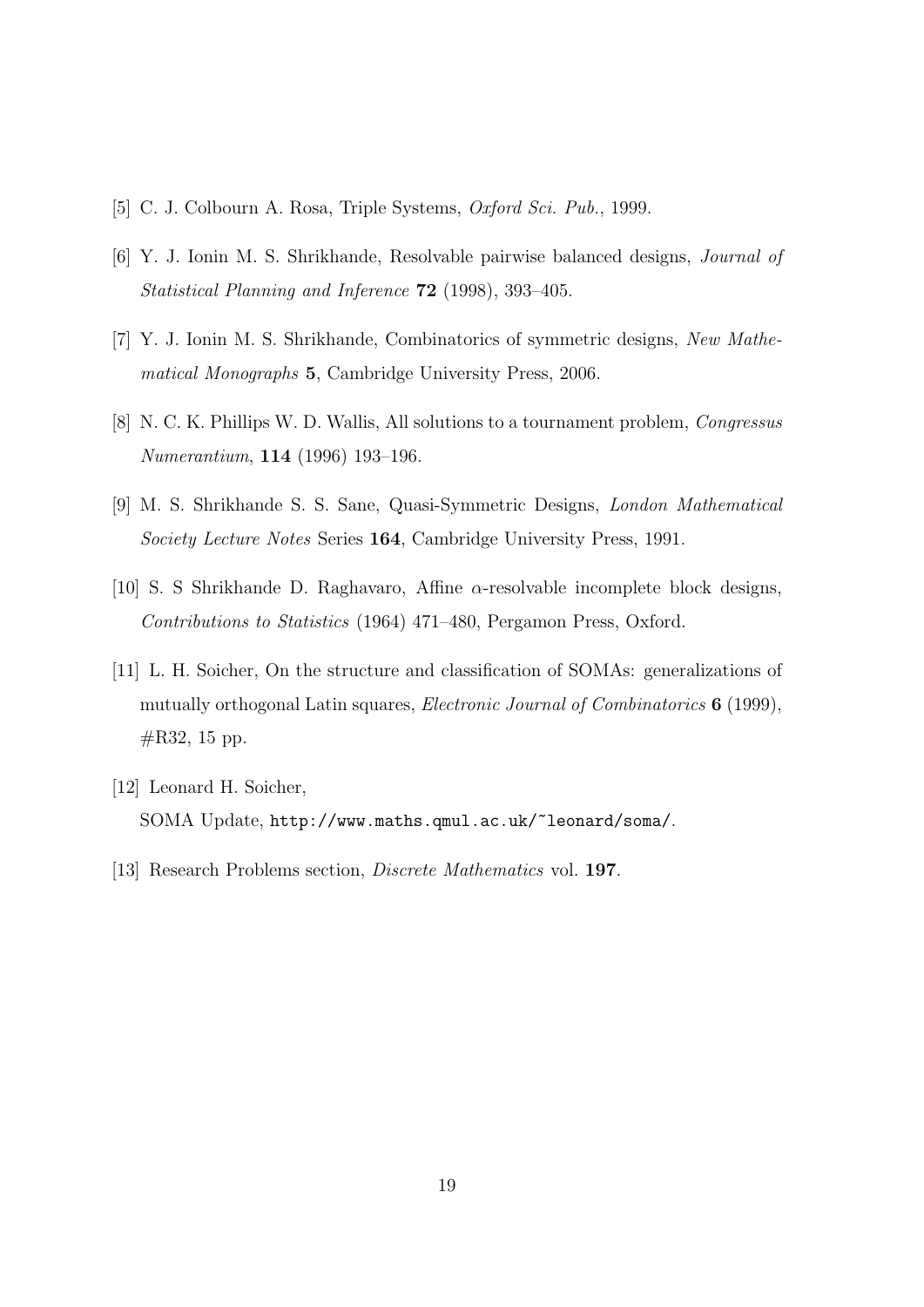[5] C. J. Colbourn A. Rosa, Triple Systems, *Oxford Sci. Pub.*, 1999.

[6] Y. J. Ionin M. S. Shrikhande, Resolvable pairwise balanced designs, *Journal of Statistical Planning and Inference* **72** (1998), 393–405.

[7] Y. J. Ionin M. S. Shrikhande, Combinatorics of symmetric designs, *New Mathematical Monographs* **5**, Cambridge University Press, 2006.

[8] N. C. K. Phillips W. D. Wallis, All solutions to a tournament problem, *Congressus Numerantium*, **114** (1996) 193–196.

[9] M. S. Shrikhande S. S. Sane, Quasi-Symmetric Designs, *London Mathematical Society Lecture Notes* Series **164**, Cambridge University Press, 1991.

[10] S. S Shrikhande D. Raghavaro, Affine $\alpha$-resolvable incomplete block designs, *Contributions to Statistics* (1964) 471–480, Pergamon Press, Oxford.

[11] L. H. Soicher, On the structure and classification of SOMAs: generalizations of mutually orthogonal Latin squares, *Electronic Journal of Combinatorics* **6** (1999), #R32, 15 pp.

[12] Leonard H. Soicher, SOMA Update, `http://www.maths.qmul.ac.uk/~leonard/soma/`.

[13] Research Problems section, *Discrete Mathematics* vol. **197**.